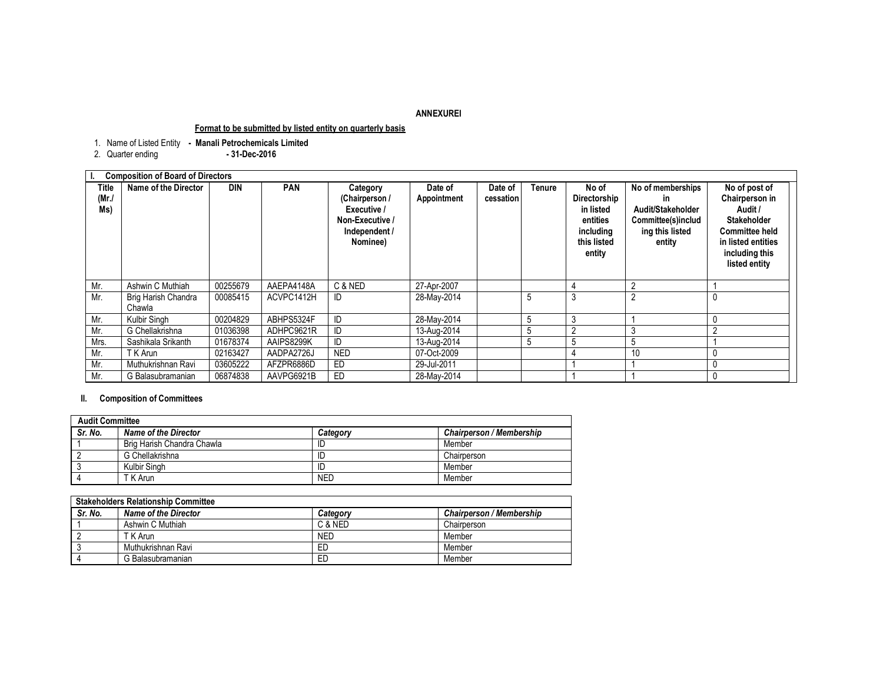**ANNEXUREI**

**Format to be submitted by listed entity on quarterly basis**

1. Name of Listed Entity **- Manali Petrochemicals Limited**
2. Quarter ending **- 31-Dec-2016**

**I. Composition of Board of Directors**

| Title (Mr./ Ms) | Name of the Director | DIN | PAN | Category (Chairperson / Executive / Non-Executive / Independent / Nominee) | Date of Appointment | Date of cessation | Tenure | No of Directorship in listed entities including this listed entity | No of memberships in Audit/Stakeholder Committee(s)including this listed entity | No of post of Chairperson in Audit / Stakeholder Committee held in listed entities including this listed entity |
|---|---|---|---|---|---|---|---|---|---|---|
| Mr. | Ashwin C Muthiah | 00255679 | AAEPA4148A | C & NED | 27-Apr-2007 | | | 4 | 2 | 1 |
| Mr. | Brig Harish Chandra Chawla | 00085415 | ACVPC1412H | ID | 28-May-2014 | | 5 | 3 | 2 | 0 |
| Mr. | Kulbir Singh | 00204829 | ABHPS5324F | ID | 28-May-2014 | | 5 | 3 | 1 | 0 |
| Mr. | G Chellakrishna | 01036398 | ADHPC9621R | ID | 13-Aug-2014 | | 5 | 2 | 3 | 2 |
| Mrs. | Sashikala Srikanth | 01678374 | AAIPS8299K | ID | 13-Aug-2014 | | 5 | 5 | 5 | 1 |
| Mr. | T K Arun | 02163427 | AADPA2726J | NED | 07-Oct-2009 | | | 4 | 10 | 0 |
| Mr. | Muthukrishnan Ravi | 03605222 | AFZPR6886D | ED | 29-Jul-2011 | | | 1 | 1 | 0 |
| Mr. | G Balasubramanian | 06874838 | AAVPG6921B | ED | 28-May-2014 | | | 1 | 1 | 0 |

**II. Composition of Committees**

| **Audit Committee** | | | |
|---|---|---|---|
| ***Sr. No.*** | ***Name of the Director*** | ***Category*** | ***Chairperson / Membership*** |
| 1 | Brig Harish Chandra Chawla | ID | Member |
| 2 | G Chellakrishna | ID | Chairperson |
| 3 | Kulbir Singh | ID | Member |
| 4 | T K Arun | NED | Member |

| **Stakeholders Relationship Committee** | | | |
|---|---|---|---|
| ***Sr. No.*** | ***Name of the Director*** | ***Category*** | ***Chairperson / Membership*** |
| 1 | Ashwin C Muthiah | C & NED | Chairperson |
| 2 | T K Arun | NED | Member |
| 3 | Muthukrishnan Ravi | ED | Member |
| 4 | G Balasubramanian | ED | Member |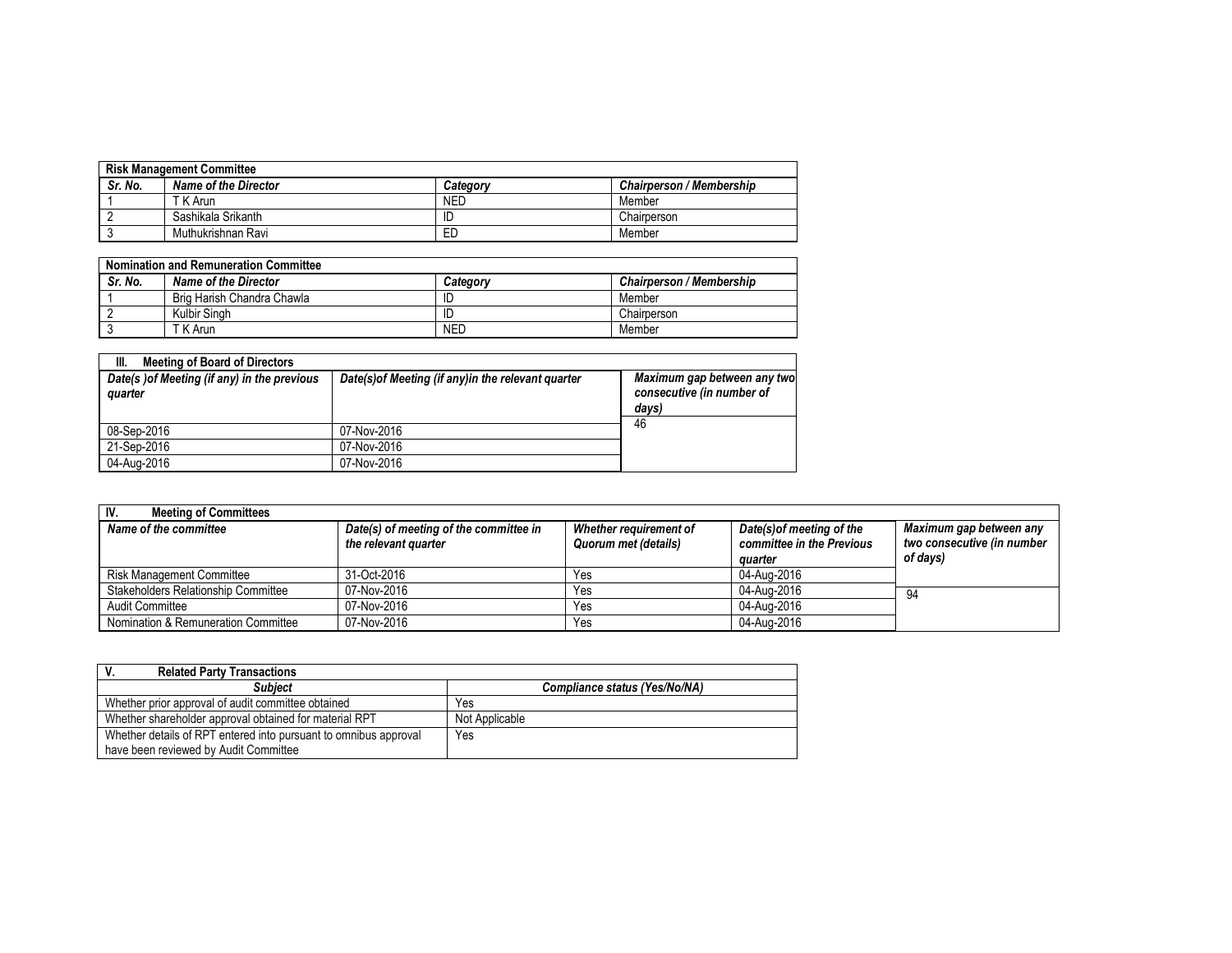| Risk Management Committee | | | |
|---|---|---|---|
| *Sr. No.* | *Name of the Director* | *Category* | *Chairperson / Membership* |
| 1 | T K Arun | NED | Member |
| 2 | Sashikala Srikanth | ID | Chairperson |
| 3 | Muthukrishnan Ravi | ED | Member |

| Nomination and Remuneration Committee | | | |
|---|---|---|---|
| *Sr. No.* | *Name of the Director* | *Category* | *Chairperson / Membership* |
| 1 | Brig Harish Chandra Chawla | ID | Member |
| 2 | Kulbir Singh | ID | Chairperson |
| 3 | T K Arun | NED | Member |

| III. Meeting of Board of Directors | | |
|---|---|---|
| *Date(s )of Meeting (if any) in the previous quarter* | *Date(s)of Meeting (if any)in the relevant quarter* | *Maximum gap between any two consecutive (in number of days)* |
| 08-Sep-2016 | 07-Nov-2016 | 46 |
| 21-Sep-2016 | 07-Nov-2016 | |
| 04-Aug-2016 | 07-Nov-2016 | |

| IV. Meeting of Committees | | | | |
|---|---|---|---|---|
| *Name of the committee* | *Date(s) of meeting of the committee in the relevant quarter* | *Whether requirement of Quorum met (details)* | *Date(s)of meeting of the committee in the Previous quarter* | *Maximum gap between any two consecutive (in number of days)* |
| Risk Management Committee | 31-Oct-2016 | Yes | 04-Aug-2016 | |
| Stakeholders Relationship Committee | 07-Nov-2016 | Yes | 04-Aug-2016 | 94 |
| Audit Committee | 07-Nov-2016 | Yes | 04-Aug-2016 | |
| Nomination & Remuneration Committee | 07-Nov-2016 | Yes | 04-Aug-2016 | |

| V. Related Party Transactions | |
|---|---|
| *Subject* | *Compliance status (Yes/No/NA)* |
| Whether prior approval of audit committee obtained | Yes |
| Whether shareholder approval obtained for material RPT | Not Applicable |
| Whether details of RPT entered into pursuant to omnibus approval have been reviewed by Audit Committee | Yes |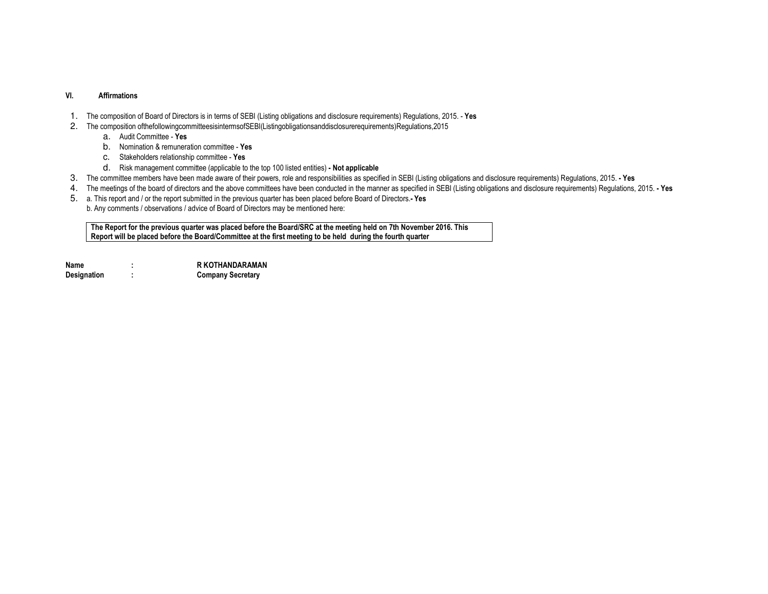## VI. Affirmations

1. The composition of Board of Directors is in terms of SEBI (Listing obligations and disclosure requirements) Regulations, 2015. - **Yes**
2. The composition ofthefollowingcommitteesisintermsofSEBI(Listingobligationsanddisclosurerequirements)Regulations,2015
   a. Audit Committee - **Yes**
   b. Nomination & remuneration committee - **Yes**
   c. Stakeholders relationship committee - **Yes**
   d. Risk management committee (applicable to the top 100 listed entities) **- Not applicable**
3. The committee members have been made aware of their powers, role and responsibilities as specified in SEBI (Listing obligations and disclosure requirements) Regulations, 2015. **- Yes**
4. The meetings of the board of directors and the above committees have been conducted in the manner as specified in SEBI (Listing obligations and disclosure requirements) Regulations, 2015. **- Yes**
5. a. This report and / or the report submitted in the previous quarter has been placed before Board of Directors**.- Yes**
   b. Any comments / observations / advice of Board of Directors may be mentioned here:

**The Report for the previous quarter was placed before the Board/SRC at the meeting held on 7th November 2016. This Report will be placed before the Board/Committee at the first meeting to be held during the fourth quarter**

| | | |
|---|---|---|
| **Name** | **:** | **R KOTHANDARAMAN** |
| **Designation** | **:** | **Company Secretary** |